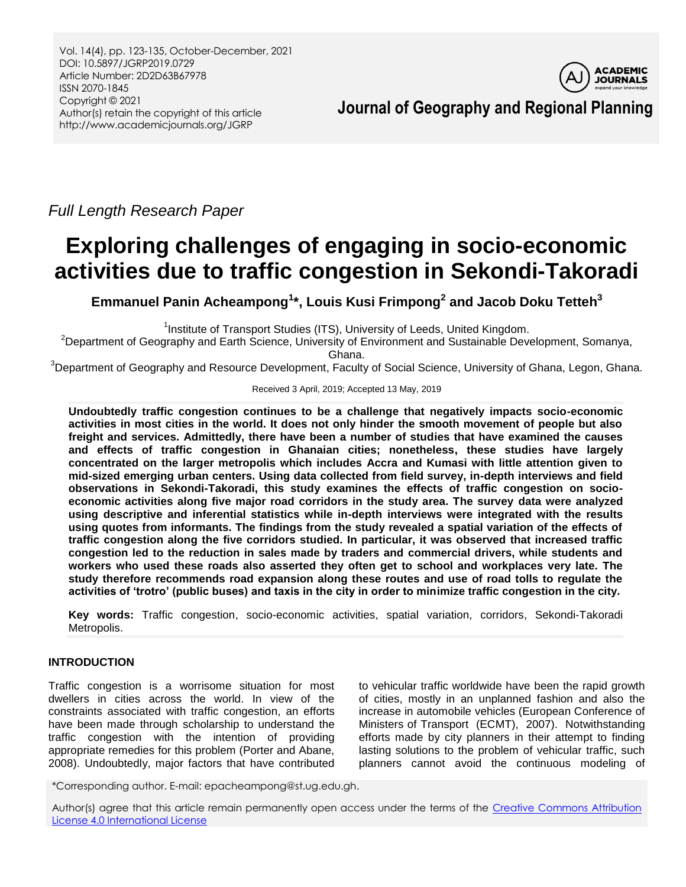*Full Length Research Paper*

# Exploring challenges of engaging in socio-economic activities due to traffic congestion in Sekondi-Takoradi

**Emmanuel Panin Acheampong[1]\*, Louis Kusi Frimpong[2] and Jacob Doku Tetteh[3]**

[1]Institute of Transport Studies (ITS), University of Leeds, United Kingdom.
[2]Department of Geography and Earth Science, University of Environment and Sustainable Development, Somanya, Ghana.
[3]Department of Geography and Resource Development, Faculty of Social Science, University of Ghana, Legon, Ghana.

Received 3 April, 2019; Accepted 13 May, 2019

**Undoubtedly traffic congestion continues to be a challenge that negatively impacts socio-economic activities in most cities in the world. It does not only hinder the smooth movement of people but also freight and services. Admittedly, there have been a number of studies that have examined the causes and effects of traffic congestion in Ghanaian cities; nonetheless, these studies have largely concentrated on the larger metropolis which includes Accra and Kumasi with little attention given to mid-sized emerging urban centers. Using data collected from field survey, in-depth interviews and field observations in Sekondi-Takoradi, this study examines the effects of traffic congestion on socio-economic activities along five major road corridors in the study area. The survey data were analyzed using descriptive and inferential statistics while in-depth interviews were integrated with the results using quotes from informants. The findings from the study revealed a spatial variation of the effects of traffic congestion along the five corridors studied. In particular, it was observed that increased traffic congestion led to the reduction in sales made by traders and commercial drivers, while students and workers who used these roads also asserted they often get to school and workplaces very late. The study therefore recommends road expansion along these routes and use of road tolls to regulate the activities of 'trotro' (public buses) and taxis in the city in order to minimize traffic congestion in the city.**

**Key words:** Traffic congestion, socio-economic activities, spatial variation, corridors, Sekondi-Takoradi Metropolis.

## INTRODUCTION

Traffic congestion is a worrisome situation for most dwellers in cities across the world. In view of the constraints associated with traffic congestion, an efforts have been made through scholarship to understand the traffic congestion with the intention of providing appropriate remedies for this problem (Porter and Abane, 2008). Undoubtedly, major factors that have contributed to vehicular traffic worldwide have been the rapid growth of cities, mostly in an unplanned fashion and also the increase in automobile vehicles (European Conference of Ministers of Transport (ECMT), 2007). Notwithstanding efforts made by city planners in their attempt to finding lasting solutions to the problem of vehicular traffic, such planners cannot avoid the continuous modeling of

\*Corresponding author. E-mail: epacheampong@st.ug.edu.gh.

Author(s) agree that this article remain permanently open access under the terms of the Creative Commons Attribution License 4.0 International License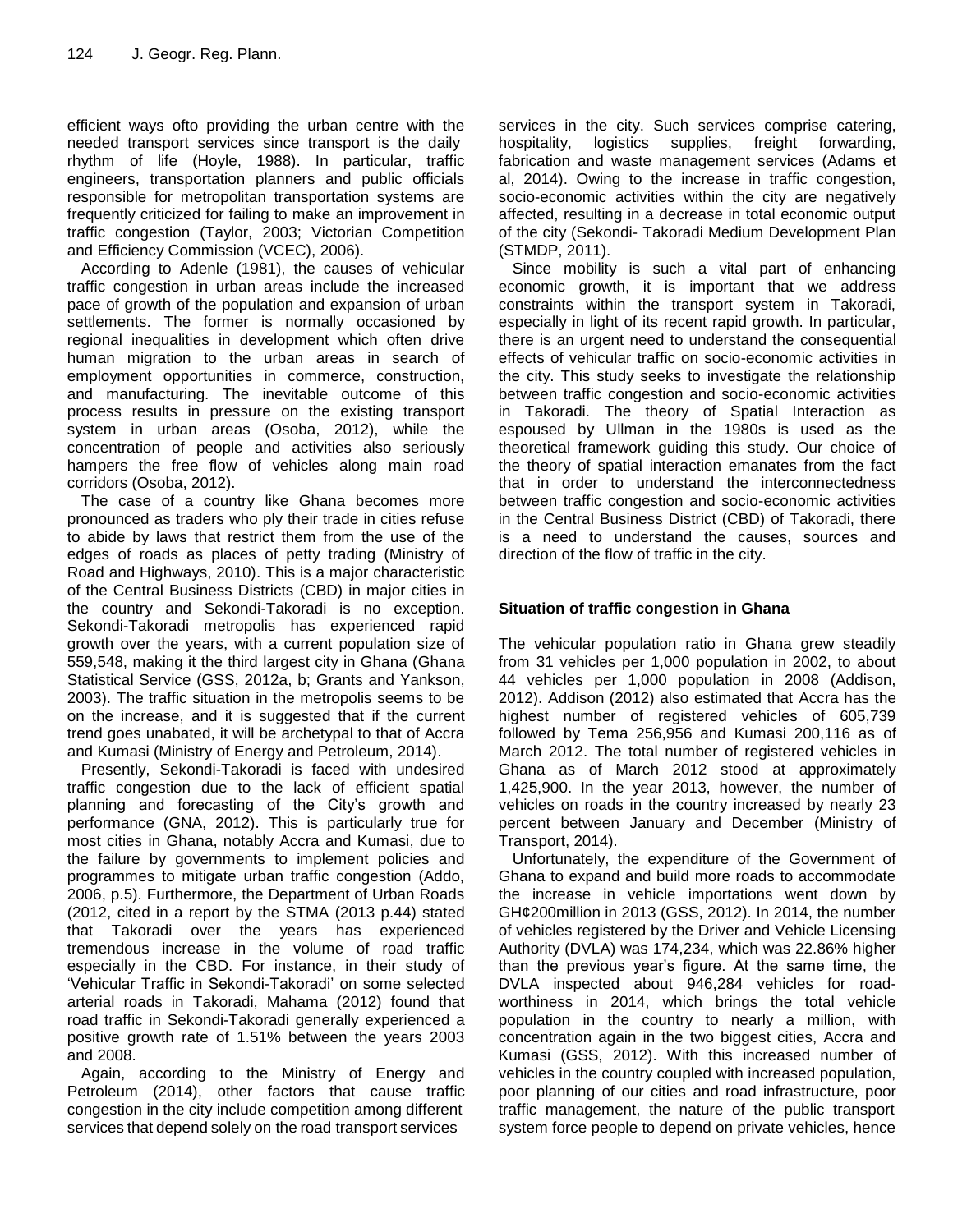efficient ways ofto providing the urban centre with the needed transport services since transport is the daily rhythm of life (Hoyle, 1988). In particular, traffic engineers, transportation planners and public officials responsible for metropolitan transportation systems are frequently criticized for failing to make an improvement in traffic congestion (Taylor, 2003; Victorian Competition and Efficiency Commission (VCEC), 2006).

According to Adenle (1981), the causes of vehicular traffic congestion in urban areas include the increased pace of growth of the population and expansion of urban settlements. The former is normally occasioned by regional inequalities in development which often drive human migration to the urban areas in search of employment opportunities in commerce, construction, and manufacturing. The inevitable outcome of this process results in pressure on the existing transport system in urban areas (Osoba, 2012), while the concentration of people and activities also seriously hampers the free flow of vehicles along main road corridors (Osoba, 2012).

The case of a country like Ghana becomes more pronounced as traders who ply their trade in cities refuse to abide by laws that restrict them from the use of the edges of roads as places of petty trading (Ministry of Road and Highways, 2010). This is a major characteristic of the Central Business Districts (CBD) in major cities in the country and Sekondi-Takoradi is no exception. Sekondi-Takoradi metropolis has experienced rapid growth over the years, with a current population size of 559,548, making it the third largest city in Ghana (Ghana Statistical Service (GSS, 2012a, b; Grants and Yankson, 2003). The traffic situation in the metropolis seems to be on the increase, and it is suggested that if the current trend goes unabated, it will be archetypal to that of Accra and Kumasi (Ministry of Energy and Petroleum, 2014).

Presently, Sekondi-Takoradi is faced with undesired traffic congestion due to the lack of efficient spatial planning and forecasting of the City's growth and performance (GNA, 2012). This is particularly true for most cities in Ghana, notably Accra and Kumasi, due to the failure by governments to implement policies and programmes to mitigate urban traffic congestion (Addo, 2006, p.5). Furthermore, the Department of Urban Roads (2012, cited in a report by the STMA (2013 p.44) stated that Takoradi over the years has experienced tremendous increase in the volume of road traffic especially in the CBD. For instance, in their study of 'Vehicular Traffic in Sekondi-Takoradi' on some selected arterial roads in Takoradi, Mahama (2012) found that road traffic in Sekondi-Takoradi generally experienced a positive growth rate of 1.51% between the years 2003 and 2008.

Again, according to the Ministry of Energy and Petroleum (2014), other factors that cause traffic congestion in the city include competition among different services that depend solely on the road transport services services in the city. Such services comprise catering, hospitality, logistics supplies, freight forwarding, fabrication and waste management services (Adams et al, 2014). Owing to the increase in traffic congestion, socio-economic activities within the city are negatively affected, resulting in a decrease in total economic output of the city (Sekondi- Takoradi Medium Development Plan (STMDP, 2011).

Since mobility is such a vital part of enhancing economic growth, it is important that we address constraints within the transport system in Takoradi, especially in light of its recent rapid growth. In particular, there is an urgent need to understand the consequential effects of vehicular traffic on socio-economic activities in the city. This study seeks to investigate the relationship between traffic congestion and socio-economic activities in Takoradi. The theory of Spatial Interaction as espoused by Ullman in the 1980s is used as the theoretical framework guiding this study. Our choice of the theory of spatial interaction emanates from the fact that in order to understand the interconnectedness between traffic congestion and socio-economic activities in the Central Business District (CBD) of Takoradi, there is a need to understand the causes, sources and direction of the flow of traffic in the city.

## Situation of traffic congestion in Ghana

The vehicular population ratio in Ghana grew steadily from 31 vehicles per 1,000 population in 2002, to about 44 vehicles per 1,000 population in 2008 (Addison, 2012). Addison (2012) also estimated that Accra has the highest number of registered vehicles of 605,739 followed by Tema 256,956 and Kumasi 200,116 as of March 2012. The total number of registered vehicles in Ghana as of March 2012 stood at approximately 1,425,900. In the year 2013, however, the number of vehicles on roads in the country increased by nearly 23 percent between January and December (Ministry of Transport, 2014).

Unfortunately, the expenditure of the Government of Ghana to expand and build more roads to accommodate the increase in vehicle importations went down by GH¢200million in 2013 (GSS, 2012). In 2014, the number of vehicles registered by the Driver and Vehicle Licensing Authority (DVLA) was 174,234, which was 22.86% higher than the previous year's figure. At the same time, the DVLA inspected about 946,284 vehicles for road-worthiness in 2014, which brings the total vehicle population in the country to nearly a million, with concentration again in the two biggest cities, Accra and Kumasi (GSS, 2012). With this increased number of vehicles in the country coupled with increased population, poor planning of our cities and road infrastructure, poor traffic management, the nature of the public transport system force people to depend on private vehicles, hence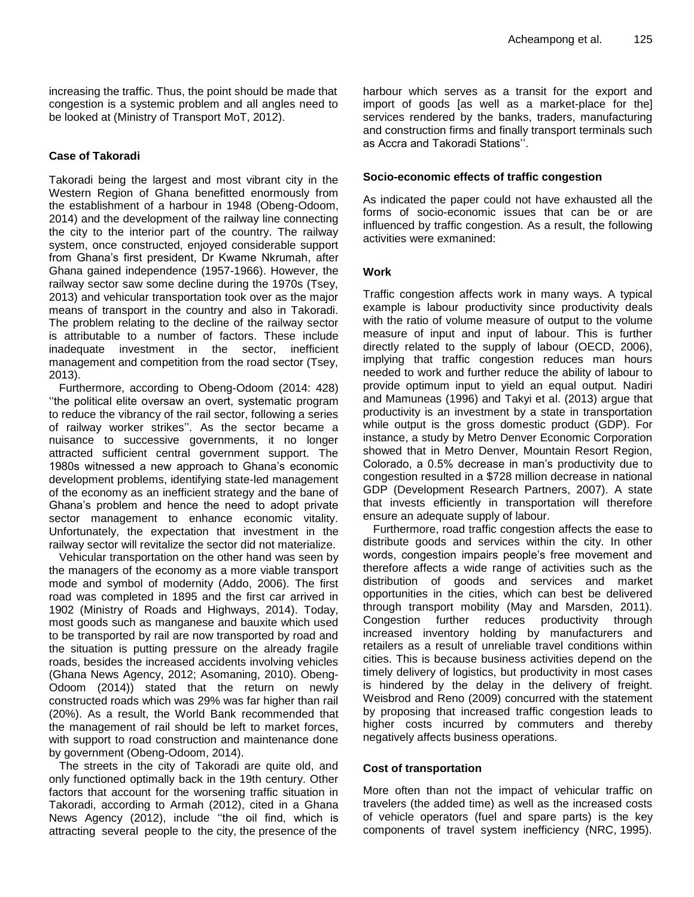increasing the traffic. Thus, the point should be made that congestion is a systemic problem and all angles need to be looked at (Ministry of Transport MoT, 2012).

### Case of Takoradi

Takoradi being the largest and most vibrant city in the Western Region of Ghana benefitted enormously from the establishment of a harbour in 1948 (Obeng-Odoom, 2014) and the development of the railway line connecting the city to the interior part of the country. The railway system, once constructed, enjoyed considerable support from Ghana's first president, Dr Kwame Nkrumah, after Ghana gained independence (1957-1966). However, the railway sector saw some decline during the 1970s (Tsey, 2013) and vehicular transportation took over as the major means of transport in the country and also in Takoradi. The problem relating to the decline of the railway sector is attributable to a number of factors. These include inadequate investment in the sector, inefficient management and competition from the road sector (Tsey, 2013).

Furthermore, according to Obeng-Odoom (2014: 428) ''the political elite oversaw an overt, systematic program to reduce the vibrancy of the rail sector, following a series of railway worker strikes''. As the sector became a nuisance to successive governments, it no longer attracted sufficient central government support. The 1980s witnessed a new approach to Ghana's economic development problems, identifying state-led management of the economy as an inefficient strategy and the bane of Ghana's problem and hence the need to adopt private sector management to enhance economic vitality. Unfortunately, the expectation that investment in the railway sector will revitalize the sector did not materialize.

Vehicular transportation on the other hand was seen by the managers of the economy as a more viable transport mode and symbol of modernity (Addo, 2006). The first road was completed in 1895 and the first car arrived in 1902 (Ministry of Roads and Highways, 2014). Today, most goods such as manganese and bauxite which used to be transported by rail are now transported by road and the situation is putting pressure on the already fragile roads, besides the increased accidents involving vehicles (Ghana News Agency, 2012; Asomaning, 2010). Obeng-Odoom (2014)) stated that the return on newly constructed roads which was 29% was far higher than rail (20%). As a result, the World Bank recommended that the management of rail should be left to market forces, with support to road construction and maintenance done by government (Obeng-Odoom, 2014).

The streets in the city of Takoradi are quite old, and only functioned optimally back in the 19th century. Other factors that account for the worsening traffic situation in Takoradi, according to Armah (2012), cited in a Ghana News Agency (2012), include ''the oil find, which is attracting several people to the city, the presence of the harbour which serves as a transit for the export and import of goods [as well as a market-place for the] services rendered by the banks, traders, manufacturing and construction firms and finally transport terminals such as Accra and Takoradi Stations''.

### Socio-economic effects of traffic congestion

As indicated the paper could not have exhausted all the forms of socio-economic issues that can be or are influenced by traffic congestion. As a result, the following activities were exmanined:

### Work

Traffic congestion affects work in many ways. A typical example is labour productivity since productivity deals with the ratio of volume measure of output to the volume measure of input and input of labour. This is further directly related to the supply of labour (OECD, 2006), implying that traffic congestion reduces man hours needed to work and further reduce the ability of labour to provide optimum input to yield an equal output. Nadiri and Mamuneas (1996) and Takyi et al. (2013) argue that productivity is an investment by a state in transportation while output is the gross domestic product (GDP). For instance, a study by Metro Denver Economic Corporation showed that in Metro Denver, Mountain Resort Region, Colorado, a 0.5% decrease in man's productivity due to congestion resulted in a $728 million decrease in national GDP (Development Research Partners, 2007). A state that invests efficiently in transportation will therefore ensure an adequate supply of labour.

Furthermore, road traffic congestion affects the ease to distribute goods and services within the city. In other words, congestion impairs people's free movement and therefore affects a wide range of activities such as the distribution of goods and services and market opportunities in the cities, which can best be delivered through transport mobility (May and Marsden, 2011). Congestion further reduces productivity through increased inventory holding by manufacturers and retailers as a result of unreliable travel conditions within cities. This is because business activities depend on the timely delivery of logistics, but productivity in most cases is hindered by the delay in the delivery of freight. Weisbrod and Reno (2009) concurred with the statement by proposing that increased traffic congestion leads to higher costs incurred by commuters and thereby negatively affects business operations.

### Cost of transportation

More often than not the impact of vehicular traffic on travelers (the added time) as well as the increased costs of vehicle operators (fuel and spare parts) is the key components of travel system inefficiency (NRC, 1995).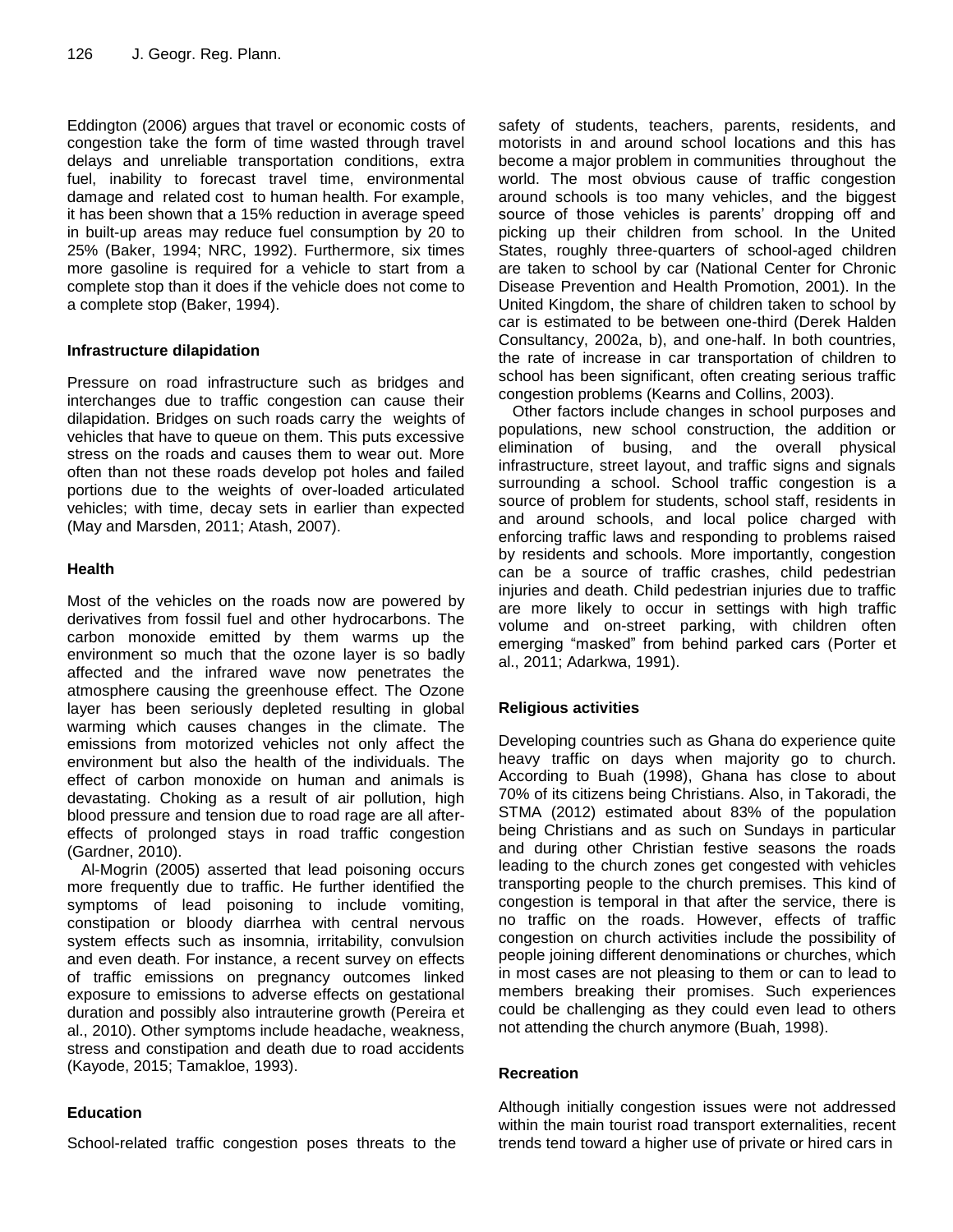Eddington (2006) argues that travel or economic costs of congestion take the form of time wasted through travel delays and unreliable transportation conditions, extra fuel, inability to forecast travel time, environmental damage and related cost to human health. For example, it has been shown that a 15% reduction in average speed in built-up areas may reduce fuel consumption by 20 to 25% (Baker, 1994; NRC, 1992). Furthermore, six times more gasoline is required for a vehicle to start from a complete stop than it does if the vehicle does not come to a complete stop (Baker, 1994).

### Infrastructure dilapidation

Pressure on road infrastructure such as bridges and interchanges due to traffic congestion can cause their dilapidation. Bridges on such roads carry the weights of vehicles that have to queue on them. This puts excessive stress on the roads and causes them to wear out. More often than not these roads develop pot holes and failed portions due to the weights of over-loaded articulated vehicles; with time, decay sets in earlier than expected (May and Marsden, 2011; Atash, 2007).

### Health

Most of the vehicles on the roads now are powered by derivatives from fossil fuel and other hydrocarbons. The carbon monoxide emitted by them warms up the environment so much that the ozone layer is so badly affected and the infrared wave now penetrates the atmosphere causing the greenhouse effect. The Ozone layer has been seriously depleted resulting in global warming which causes changes in the climate. The emissions from motorized vehicles not only affect the environment but also the health of the individuals. The effect of carbon monoxide on human and animals is devastating. Choking as a result of air pollution, high blood pressure and tension due to road rage are all after-effects of prolonged stays in road traffic congestion (Gardner, 2010).

Al-Mogrin (2005) asserted that lead poisoning occurs more frequently due to traffic. He further identified the symptoms of lead poisoning to include vomiting, constipation or bloody diarrhea with central nervous system effects such as insomnia, irritability, convulsion and even death. For instance, a recent survey on effects of traffic emissions on pregnancy outcomes linked exposure to emissions to adverse effects on gestational duration and possibly also intrauterine growth (Pereira et al., 2010). Other symptoms include headache, weakness, stress and constipation and death due to road accidents (Kayode, 2015; Tamakloe, 1993).

### Education

School-related traffic congestion poses threats to the safety of students, teachers, parents, residents, and motorists in and around school locations and this has become a major problem in communities throughout the world. The most obvious cause of traffic congestion around schools is too many vehicles, and the biggest source of those vehicles is parents' dropping off and picking up their children from school. In the United States, roughly three-quarters of school-aged children are taken to school by car (National Center for Chronic Disease Prevention and Health Promotion, 2001). In the United Kingdom, the share of children taken to school by car is estimated to be between one-third (Derek Halden Consultancy, 2002a, b), and one-half. In both countries, the rate of increase in car transportation of children to school has been significant, often creating serious traffic congestion problems (Kearns and Collins, 2003).

Other factors include changes in school purposes and populations, new school construction, the addition or elimination of busing, and the overall physical infrastructure, street layout, and traffic signs and signals surrounding a school. School traffic congestion is a source of problem for students, school staff, residents in and around schools, and local police charged with enforcing traffic laws and responding to problems raised by residents and schools. More importantly, congestion can be a source of traffic crashes, child pedestrian injuries and death. Child pedestrian injuries due to traffic are more likely to occur in settings with high traffic volume and on-street parking, with children often emerging "masked" from behind parked cars (Porter et al., 2011; Adarkwa, 1991).

### Religious activities

Developing countries such as Ghana do experience quite heavy traffic on days when majority go to church. According to Buah (1998), Ghana has close to about 70% of its citizens being Christians. Also, in Takoradi, the STMA (2012) estimated about 83% of the population being Christians and as such on Sundays in particular and during other Christian festive seasons the roads leading to the church zones get congested with vehicles transporting people to the church premises. This kind of congestion is temporal in that after the service, there is no traffic on the roads. However, effects of traffic congestion on church activities include the possibility of people joining different denominations or churches, which in most cases are not pleasing to them or can to lead to members breaking their promises. Such experiences could be challenging as they could even lead to others not attending the church anymore (Buah, 1998).

### Recreation

Although initially congestion issues were not addressed within the main tourist road transport externalities, recent trends tend toward a higher use of private or hired cars in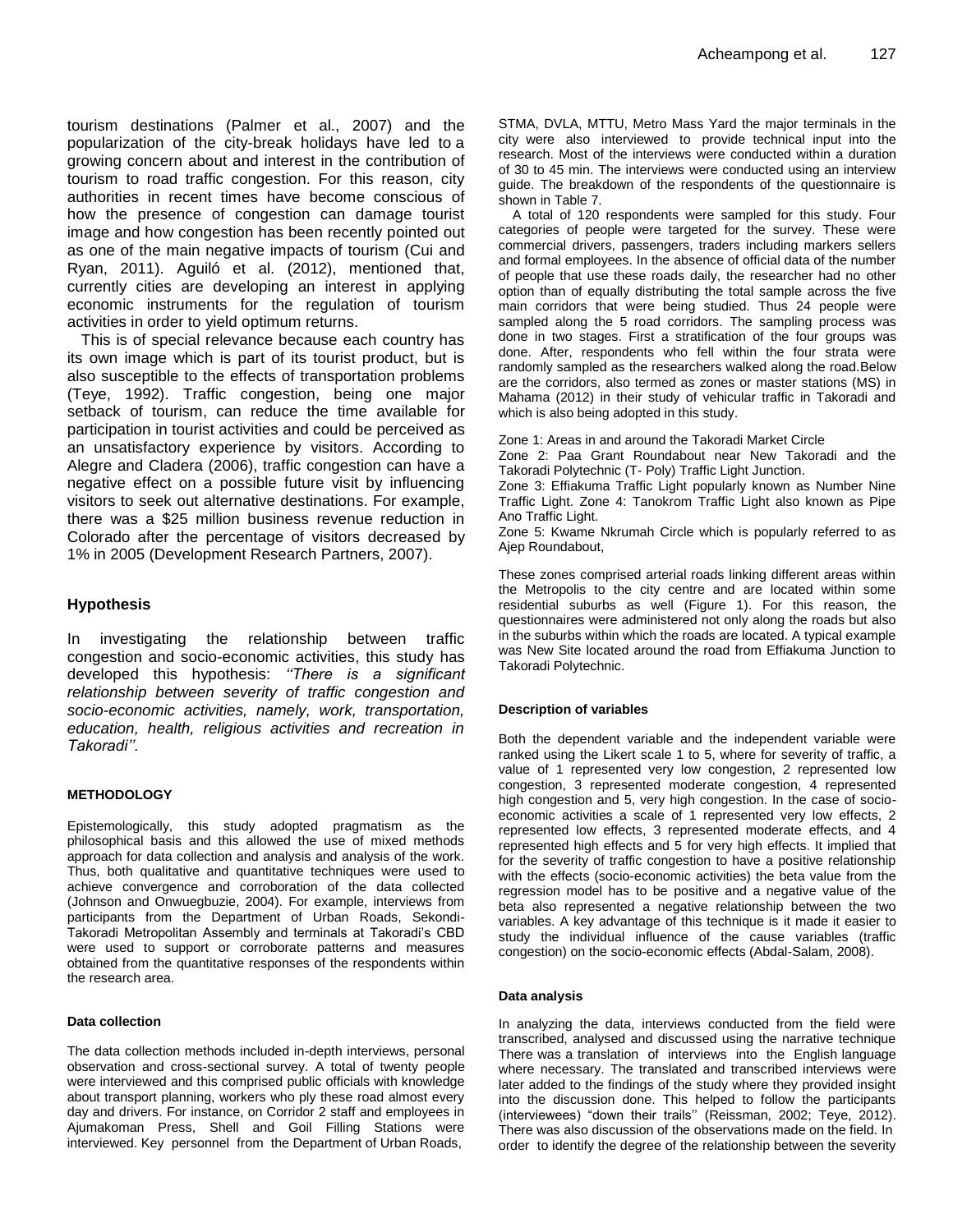tourism destinations (Palmer et al., 2007) and the popularization of the city-break holidays have led to a growing concern about and interest in the contribution of tourism to road traffic congestion. For this reason, city authorities in recent times have become conscious of how the presence of congestion can damage tourist image and how congestion has been recently pointed out as one of the main negative impacts of tourism (Cui and Ryan, 2011). Aguiló et al. (2012), mentioned that, currently cities are developing an interest in applying economic instruments for the regulation of tourism activities in order to yield optimum returns.

This is of special relevance because each country has its own image which is part of its tourist product, but is also susceptible to the effects of transportation problems (Teye, 1992). Traffic congestion, being one major setback of tourism, can reduce the time available for participation in tourist activities and could be perceived as an unsatisfactory experience by visitors. According to Alegre and Cladera (2006), traffic congestion can have a negative effect on a possible future visit by influencing visitors to seek out alternative destinations. For example, there was a $25 million business revenue reduction in Colorado after the percentage of visitors decreased by 1% in 2005 (Development Research Partners, 2007).

## Hypothesis

In investigating the relationship between traffic congestion and socio-economic activities, this study has developed this hypothesis: *''There is a significant relationship between severity of traffic congestion and socio-economic activities, namely, work, transportation, education, health, religious activities and recreation in Takoradi''.*

## METHODOLOGY

Epistemologically, this study adopted pragmatism as the philosophical basis and this allowed the use of mixed methods approach for data collection and analysis and analysis of the work. Thus, both qualitative and quantitative techniques were used to achieve convergence and corroboration of the data collected (Johnson and Onwuegbuzie, 2004). For example, interviews from participants from the Department of Urban Roads, Sekondi-Takoradi Metropolitan Assembly and terminals at Takoradi's CBD were used to support or corroborate patterns and measures obtained from the quantitative responses of the respondents within the research area.

### Data collection

The data collection methods included in-depth interviews, personal observation and cross-sectional survey. A total of twenty people were interviewed and this comprised public officials with knowledge about transport planning, workers who ply these road almost every day and drivers. For instance, on Corridor 2 staff and employees in Ajumakoman Press, Shell and Goil Filling Stations were interviewed. Key personnel from the Department of Urban Roads, STMA, DVLA, MTTU, Metro Mass Yard the major terminals in the city were also interviewed to provide technical input into the research. Most of the interviews were conducted within a duration of 30 to 45 min. The interviews were conducted using an interview guide. The breakdown of the respondents of the questionnaire is shown in Table 7.

A total of 120 respondents were sampled for this study. Four categories of people were targeted for the survey. These were commercial drivers, passengers, traders including markers sellers and formal employees. In the absence of official data of the number of people that use these roads daily, the researcher had no other option than of equally distributing the total sample across the five main corridors that were being studied. Thus 24 people were sampled along the 5 road corridors. The sampling process was done in two stages. First a stratification of the four groups was done. After, respondents who fell within the four strata were randomly sampled as the researchers walked along the road.Below are the corridors, also termed as zones or master stations (MS) in Mahama (2012) in their study of vehicular traffic in Takoradi and which is also being adopted in this study.

Zone 1: Areas in and around the Takoradi Market Circle

Zone 2: Paa Grant Roundabout near New Takoradi and the Takoradi Polytechnic (T- Poly) Traffic Light Junction.

Zone 3: Effiakuma Traffic Light popularly known as Number Nine Traffic Light. Zone 4: Tanokrom Traffic Light also known as Pipe Ano Traffic Light.

Zone 5: Kwame Nkrumah Circle which is popularly referred to as Ajep Roundabout,

These zones comprised arterial roads linking different areas within the Metropolis to the city centre and are located within some residential suburbs as well (Figure 1). For this reason, the questionnaires were administered not only along the roads but also in the suburbs within which the roads are located. A typical example was New Site located around the road from Effiakuma Junction to Takoradi Polytechnic.

### Description of variables

Both the dependent variable and the independent variable were ranked using the Likert scale 1 to 5, where for severity of traffic, a value of 1 represented very low congestion, 2 represented low congestion, 3 represented moderate congestion, 4 represented high congestion and 5, very high congestion. In the case of socio-economic activities a scale of 1 represented very low effects, 2 represented low effects, 3 represented moderate effects, and 4 represented high effects and 5 for very high effects. It implied that for the severity of traffic congestion to have a positive relationship with the effects (socio-economic activities) the beta value from the regression model has to be positive and a negative value of the beta also represented a negative relationship between the two variables. A key advantage of this technique is it made it easier to study the individual influence of the cause variables (traffic congestion) on the socio-economic effects (Abdal-Salam, 2008).

### Data analysis

In analyzing the data, interviews conducted from the field were transcribed, analysed and discussed using the narrative technique There was a translation of interviews into the English language where necessary. The translated and transcribed interviews were later added to the findings of the study where they provided insight into the discussion done. This helped to follow the participants (interviewees) "down their trails'' (Reissman, 2002; Teye, 2012). There was also discussion of the observations made on the field. In order to identify the degree of the relationship between the severity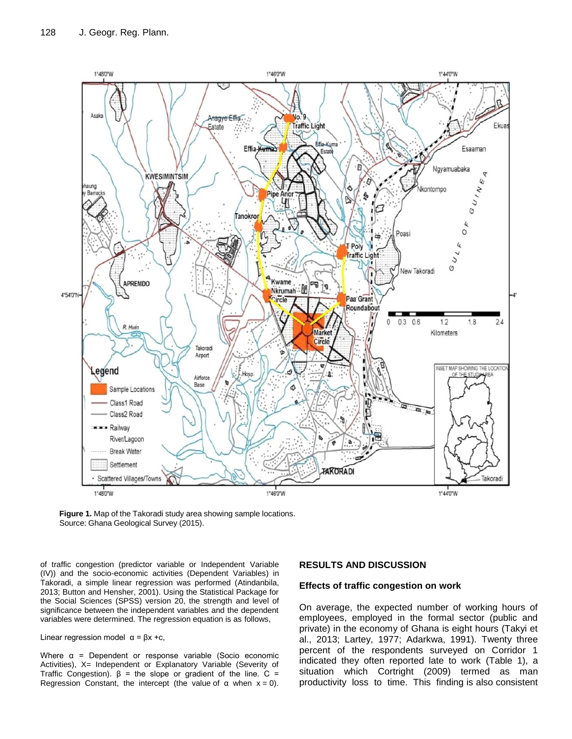**Figure 1.** Map of the Takoradi study area showing sample locations.
Source: Ghana Geological Survey (2015).

of traffic congestion (predictor variable or Independent Variable (IV)) and the socio-economic activities (Dependent Variables) in Takoradi, a simple linear regression was performed (Atindanbila, 2013; Button and Hensher, 2001). Using the Statistical Package for the Social Sciences (SPSS) version 20, the strength and level of significance between the independent variables and the dependent variables were determined. The regression equation is as follows,

Linear regression model $\alpha = \beta x + c$,

Where $\alpha$ = Dependent or response variable (Socio economic Activities), X= Independent or Explanatory Variable (Severity of Traffic Congestion). $\beta$ = the slope or gradient of the line. C = Regression Constant, the intercept (the value of $\alpha$ when $x = 0$).

## RESULTS AND DISCUSSION

### Effects of traffic congestion on work

On average, the expected number of working hours of employees, employed in the formal sector (public and private) in the economy of Ghana is eight hours (Takyi et al., 2013; Lartey, 1977; Adarkwa, 1991). Twenty three percent of the respondents surveyed on Corridor 1 indicated they often reported late to work (Table 1), a situation which Cortright (2009) termed as man productivity loss to time. This finding is also consistent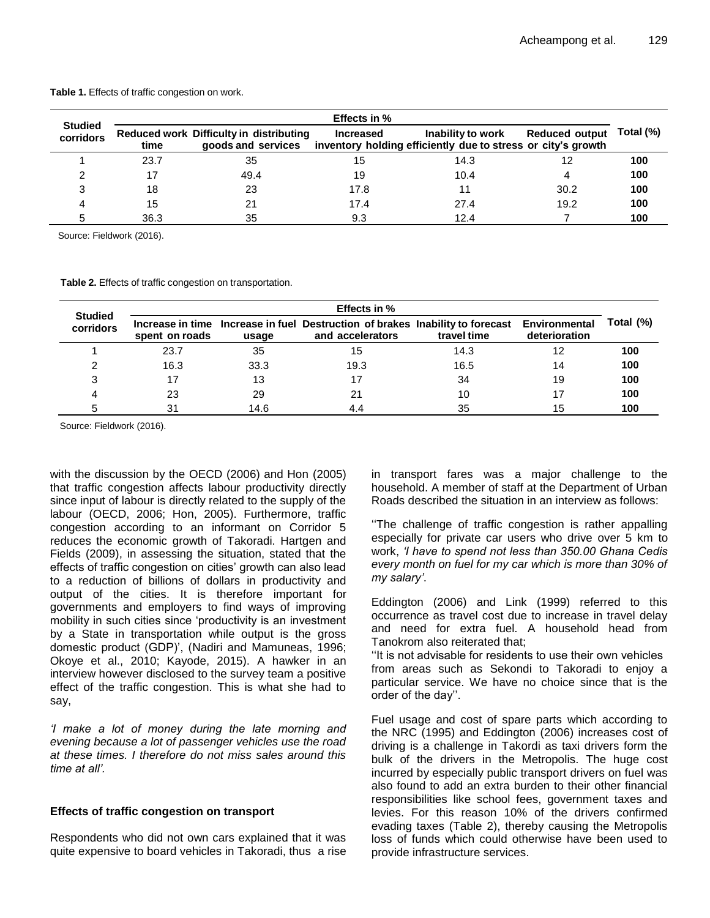**Table 1.** Effects of traffic congestion on work.

| Studied corridors | Effects in % | | | | | Total (%) |
|---|---|---|---|---|---|---|
| | Reduced work time | Difficulty in distributing goods and services | Increased inventory holding | Inability to work efficiently due to stress | Reduced output or city's growth | |
| 1 | 23.7 | 35 | 15 | 14.3 | 12 | **100** |
| 2 | 17 | 49.4 | 19 | 10.4 | 4 | **100** |
| 3 | 18 | 23 | 17.8 | 11 | 30.2 | **100** |
| 4 | 15 | 21 | 17.4 | 27.4 | 19.2 | **100** |
| 5 | 36.3 | 35 | 9.3 | 12.4 | 7 | **100** |

Source: Fieldwork (2016).

**Table 2.** Effects of traffic congestion on transportation.

| Studied corridors | Effects in % | | | | | Total (%) |
|---|---|---|---|---|---|---|
| | Increase in time spent on roads | Increase in fuel usage | Destruction of brakes and accelerators | Inability to forecast travel time | Environmental deterioration | |
| 1 | 23.7 | 35 | 15 | 14.3 | 12 | **100** |
| 2 | 16.3 | 33.3 | 19.3 | 16.5 | 14 | **100** |
| 3 | 17 | 13 | 17 | 34 | 19 | **100** |
| 4 | 23 | 29 | 21 | 10 | 17 | **100** |
| 5 | 31 | 14.6 | 4.4 | 35 | 15 | **100** |

Source: Fieldwork (2016).

with the discussion by the OECD (2006) and Hon (2005) that traffic congestion affects labour productivity directly since input of labour is directly related to the supply of the labour (OECD, 2006; Hon, 2005). Furthermore, traffic congestion according to an informant on Corridor 5 reduces the economic growth of Takoradi. Hartgen and Fields (2009), in assessing the situation, stated that the effects of traffic congestion on cities' growth can also lead to a reduction of billions of dollars in productivity and output of the cities. It is therefore important for governments and employers to find ways of improving mobility in such cities since 'productivity is an investment by a State in transportation while output is the gross domestic product (GDP)', (Nadiri and Mamuneas, 1996; Okoye et al., 2010; Kayode, 2015). A hawker in an interview however disclosed to the survey team a positive effect of the traffic congestion. This is what she had to say,

*'I make a lot of money during the late morning and evening because a lot of passenger vehicles use the road at these times. I therefore do not miss sales around this time at all'.*

### Effects of traffic congestion on transport

Respondents who did not own cars explained that it was quite expensive to board vehicles in Takoradi, thus a rise in transport fares was a major challenge to the household. A member of staff at the Department of Urban Roads described the situation in an interview as follows:

''The challenge of traffic congestion is rather appalling especially for private car users who drive over 5 km to work, *'I have to spend not less than 350.00 Ghana Cedis every month on fuel for my car which is more than 30% of my salary'*.

Eddington (2006) and Link (1999) referred to this occurrence as travel cost due to increase in travel delay and need for extra fuel. A household head from Tanokrom also reiterated that;

''It is not advisable for residents to use their own vehicles from areas such as Sekondi to Takoradi to enjoy a particular service. We have no choice since that is the order of the day''.

Fuel usage and cost of spare parts which according to the NRC (1995) and Eddington (2006) increases cost of driving is a challenge in Takordi as taxi drivers form the bulk of the drivers in the Metropolis. The huge cost incurred by especially public transport drivers on fuel was also found to add an extra burden to their other financial responsibilities like school fees, government taxes and levies. For this reason 10% of the drivers confirmed evading taxes (Table 2), thereby causing the Metropolis loss of funds which could otherwise have been used to provide infrastructure services.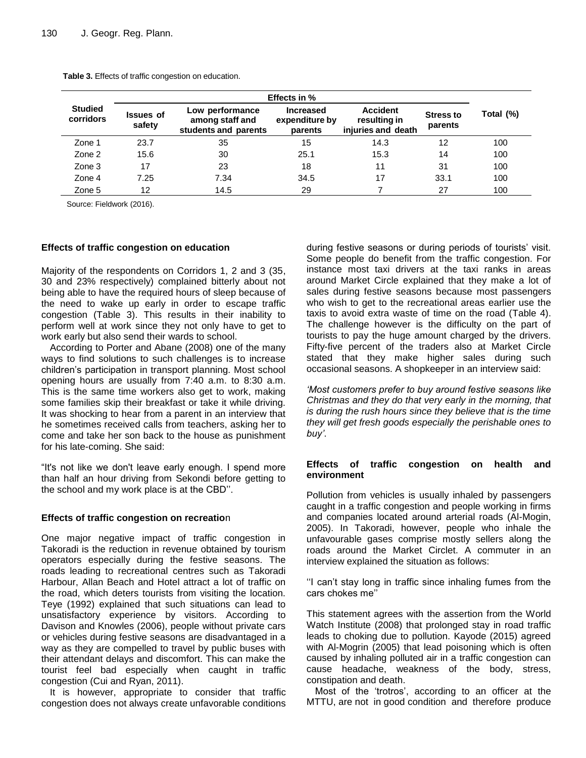**Table 3.** Effects of traffic congestion on education.

| Studied corridors | Effects in % | | | | | Total (%) |
|---|---|---|---|---|---|---|
| | Issues of safety | Low performance among staff and students and parents | Increased expenditure by parents | Accident resulting in injuries and death | Stress to parents | |
| Zone 1 | 23.7 | 35 | 15 | 14.3 | 12 | 100 |
| Zone 2 | 15.6 | 30 | 25.1 | 15.3 | 14 | 100 |
| Zone 3 | 17 | 23 | 18 | 11 | 31 | 100 |
| Zone 4 | 7.25 | 7.34 | 34.5 | 17 | 33.1 | 100 |
| Zone 5 | 12 | 14.5 | 29 | 7 | 27 | 100 |

Source: Fieldwork (2016).

### Effects of traffic congestion on education

Majority of the respondents on Corridors 1, 2 and 3 (35, 30 and 23% respectively) complained bitterly about not being able to have the required hours of sleep because of the need to wake up early in order to escape traffic congestion (Table 3). This results in their inability to perform well at work since they not only have to get to work early but also send their wards to school.

According to Porter and Abane (2008) one of the many ways to find solutions to such challenges is to increase children's participation in transport planning. Most school opening hours are usually from 7:40 a.m. to 8:30 a.m. This is the same time workers also get to work, making some families skip their breakfast or take it while driving. It was shocking to hear from a parent in an interview that he sometimes received calls from teachers, asking her to come and take her son back to the house as punishment for his late-coming. She said:

"It's not like we don't leave early enough. I spend more than half an hour driving from Sekondi before getting to the school and my work place is at the CBD''.

### Effects of traffic congestion on recreation

One major negative impact of traffic congestion in Takoradi is the reduction in revenue obtained by tourism operators especially during the festive seasons. The roads leading to recreational centres such as Takoradi Harbour, Allan Beach and Hotel attract a lot of traffic on the road, which deters tourists from visiting the location. Teye (1992) explained that such situations can lead to unsatisfactory experience by visitors. According to Davison and Knowles (2006), people without private cars or vehicles during festive seasons are disadvantaged in a way as they are compelled to travel by public buses with their attendant delays and discomfort. This can make the tourist feel bad especially when caught in traffic congestion (Cui and Ryan, 2011).

It is however, appropriate to consider that traffic congestion does not always create unfavorable conditions during festive seasons or during periods of tourists' visit. Some people do benefit from the traffic congestion. For instance most taxi drivers at the taxi ranks in areas around Market Circle explained that they make a lot of sales during festive seasons because most passengers who wish to get to the recreational areas earlier use the taxis to avoid extra waste of time on the road (Table 4). The challenge however is the difficulty on the part of tourists to pay the huge amount charged by the drivers. Fifty-five percent of the traders also at Market Circle stated that they make higher sales during such occasional seasons. A shopkeeper in an interview said:

*'Most customers prefer to buy around festive seasons like Christmas and they do that very early in the morning, that is during the rush hours since they believe that is the time they will get fresh goods especially the perishable ones to buy'.*

### Effects of traffic congestion on health and environment

Pollution from vehicles is usually inhaled by passengers caught in a traffic congestion and people working in firms and companies located around arterial roads (Al-Mogin, 2005). In Takoradi, however, people who inhale the unfavourable gases comprise mostly sellers along the roads around the Market Circlet. A commuter in an interview explained the situation as follows:

''I can't stay long in traffic since inhaling fumes from the cars chokes me''

This statement agrees with the assertion from the World Watch Institute (2008) that prolonged stay in road traffic leads to choking due to pollution. Kayode (2015) agreed with Al-Mogrin (2005) that lead poisoning which is often caused by inhaling polluted air in a traffic congestion can cause headache, weakness of the body, stress, constipation and death.

Most of the 'trotros', according to an officer at the MTTU, are not in good condition and therefore produce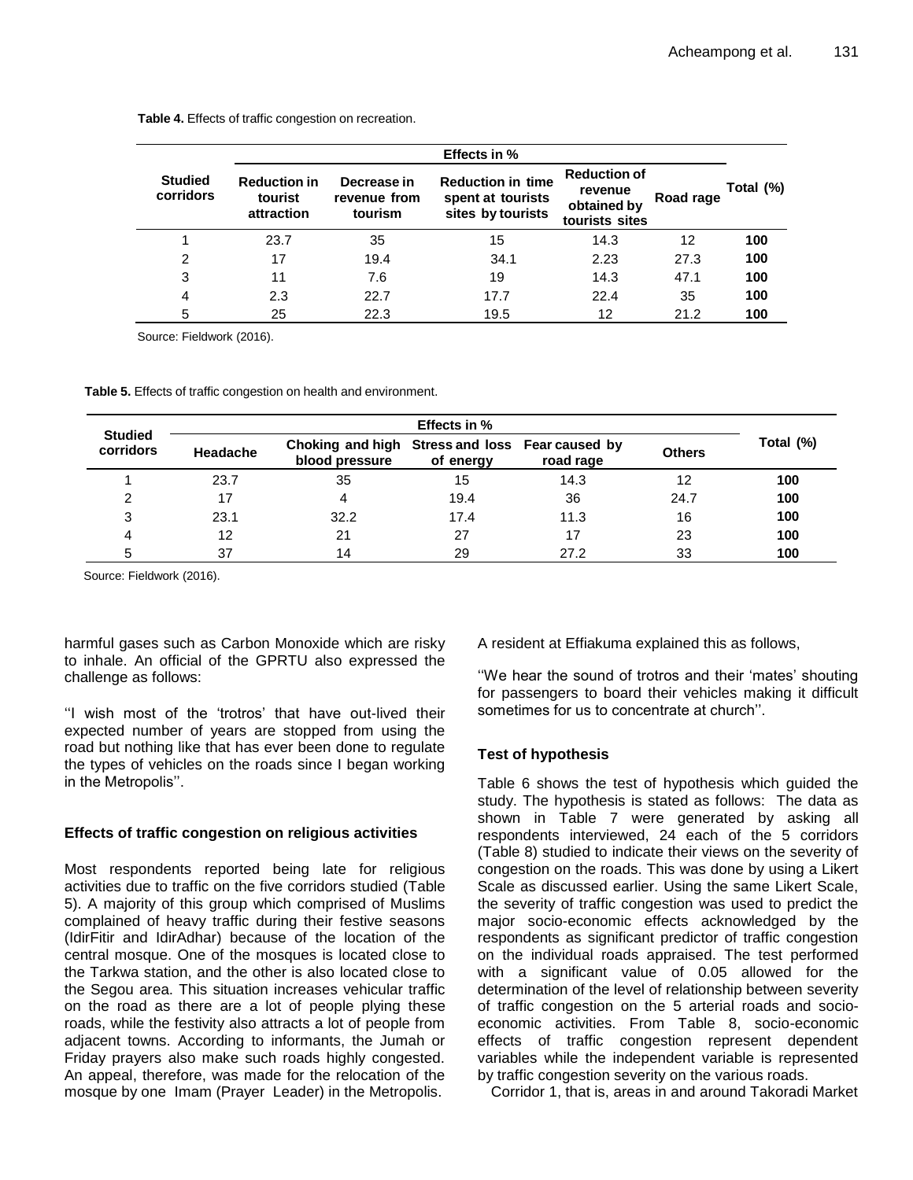**Table 4.** Effects of traffic congestion on recreation.

| Studied corridors | Effects in % | | | | | Total (%) |
|---|---|---|---|---|---|---|
| | Reduction in tourist attraction | Decrease in revenue from tourism | Reduction in time spent at tourists sites by tourists | Reduction of revenue obtained by tourists sites | Road rage | |
| 1 | 23.7 | 35 | 15 | 14.3 | 12 | **100** |
| 2 | 17 | 19.4 | 34.1 | 2.23 | 27.3 | **100** |
| 3 | 11 | 7.6 | 19 | 14.3 | 47.1 | **100** |
| 4 | 2.3 | 22.7 | 17.7 | 22.4 | 35 | **100** |
| 5 | 25 | 22.3 | 19.5 | 12 | 21.2 | **100** |

Source: Fieldwork (2016).

**Table 5.** Effects of traffic congestion on health and environment.

| Studied corridors | Effects in % | | | | | Total (%) |
|---|---|---|---|---|---|---|
| | Headache | Choking and high blood pressure | Stress and loss of energy | Fear caused by road rage | Others | |
| 1 | 23.7 | 35 | 15 | 14.3 | 12 | **100** |
| 2 | 17 | 4 | 19.4 | 36 | 24.7 | **100** |
| 3 | 23.1 | 32.2 | 17.4 | 11.3 | 16 | **100** |
| 4 | 12 | 21 | 27 | 17 | 23 | **100** |
| 5 | 37 | 14 | 29 | 27.2 | 33 | **100** |

Source: Fieldwork (2016).

harmful gases such as Carbon Monoxide which are risky to inhale. An official of the GPRTU also expressed the challenge as follows:

''I wish most of the 'trotros' that have out-lived their expected number of years are stopped from using the road but nothing like that has ever been done to regulate the types of vehicles on the roads since I began working in the Metropolis''.

### Effects of traffic congestion on religious activities

Most respondents reported being late for religious activities due to traffic on the five corridors studied (Table 5). A majority of this group which comprised of Muslims complained of heavy traffic during their festive seasons (IdirFitir and IdirAdhar) because of the location of the central mosque. One of the mosques is located close to the Tarkwa station, and the other is also located close to the Segou area. This situation increases vehicular traffic on the road as there are a lot of people plying these roads, while the festivity also attracts a lot of people from adjacent towns. According to informants, the Jumah or Friday prayers also make such roads highly congested. An appeal, therefore, was made for the relocation of the mosque by one Imam (Prayer Leader) in the Metropolis.

A resident at Effiakuma explained this as follows,

''We hear the sound of trotros and their 'mates' shouting for passengers to board their vehicles making it difficult sometimes for us to concentrate at church''.

### Test of hypothesis

Table 6 shows the test of hypothesis which guided the study. The hypothesis is stated as follows: The data as shown in Table 7 were generated by asking all respondents interviewed, 24 each of the 5 corridors (Table 8) studied to indicate their views on the severity of congestion on the roads. This was done by using a Likert Scale as discussed earlier. Using the same Likert Scale, the severity of traffic congestion was used to predict the major socio-economic effects acknowledged by the respondents as significant predictor of traffic congestion on the individual roads appraised. The test performed with a significant value of 0.05 allowed for the determination of the level of relationship between severity of traffic congestion on the 5 arterial roads and socio-economic activities. From Table 8, socio-economic effects of traffic congestion represent dependent variables while the independent variable is represented by traffic congestion severity on the various roads.

Corridor 1, that is, areas in and around Takoradi Market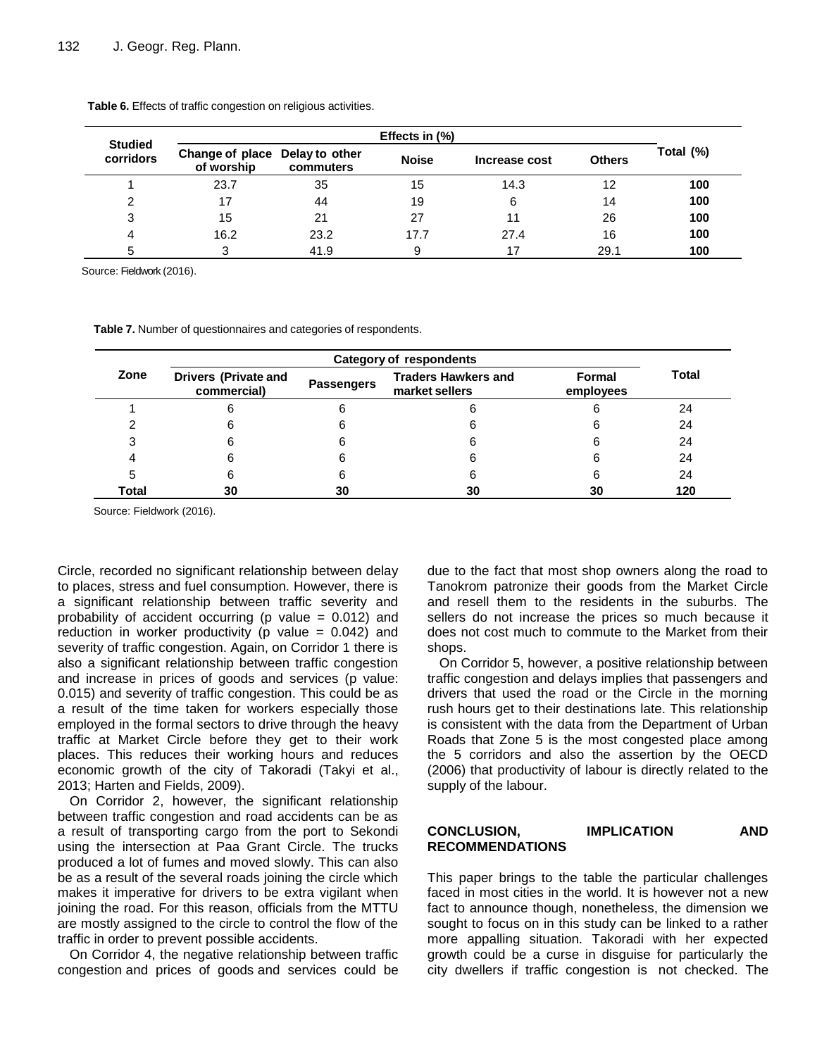**Table 6.** Effects of traffic congestion on religious activities.

| Studied corridors | Effects in (%) | | | | | Total (%) |
|---|---|---|---|---|---|---|
| | Change of place of worship | Delay to other commuters | Noise | Increase cost | Others | |
| 1 | 23.7 | 35 | 15 | 14.3 | 12 | **100** |
| 2 | 17 | 44 | 19 | 6 | 14 | **100** |
| 3 | 15 | 21 | 27 | 11 | 26 | **100** |
| 4 | 16.2 | 23.2 | 17.7 | 27.4 | 16 | **100** |
| 5 | 3 | 41.9 | 9 | 17 | 29.1 | **100** |

Source: Fieldwork (2016).

**Table 7.** Number of questionnaires and categories of respondents.

| Zone | Category of respondents | | | | Total |
|---|---|---|---|---|---|
| | Drivers (Private and commercial) | Passengers | Traders Hawkers and market sellers | Formal employees | |
| 1 | 6 | 6 | 6 | 6 | 24 |
| 2 | 6 | 6 | 6 | 6 | 24 |
| 3 | 6 | 6 | 6 | 6 | 24 |
| 4 | 6 | 6 | 6 | 6 | 24 |
| 5 | 6 | 6 | 6 | 6 | 24 |
| **Total** | **30** | **30** | **30** | **30** | **120** |

Source: Fieldwork (2016).

Circle, recorded no significant relationship between delay to places, stress and fuel consumption. However, there is a significant relationship between traffic severity and probability of accident occurring (p value = 0.012) and reduction in worker productivity (p value = 0.042) and severity of traffic congestion. Again, on Corridor 1 there is also a significant relationship between traffic congestion and increase in prices of goods and services (p value: 0.015) and severity of traffic congestion. This could be as a result of the time taken for workers especially those employed in the formal sectors to drive through the heavy traffic at Market Circle before they get to their work places. This reduces their working hours and reduces economic growth of the city of Takoradi (Takyi et al., 2013; Harten and Fields, 2009).

On Corridor 2, however, the significant relationship between traffic congestion and road accidents can be as a result of transporting cargo from the port to Sekondi using the intersection at Paa Grant Circle. The trucks produced a lot of fumes and moved slowly. This can also be as a result of the several roads joining the circle which makes it imperative for drivers to be extra vigilant when joining the road. For this reason, officials from the MTTU are mostly assigned to the circle to control the flow of the traffic in order to prevent possible accidents.

On Corridor 4, the negative relationship between traffic congestion and prices of goods and services could be due to the fact that most shop owners along the road to Tanokrom patronize their goods from the Market Circle and resell them to the residents in the suburbs. The sellers do not increase the prices so much because it does not cost much to commute to the Market from their shops.

On Corridor 5, however, a positive relationship between traffic congestion and delays implies that passengers and drivers that used the road or the Circle in the morning rush hours get to their destinations late. This relationship is consistent with the data from the Department of Urban Roads that Zone 5 is the most congested place among the 5 corridors and also the assertion by the OECD (2006) that productivity of labour is directly related to the supply of the labour.

## CONCLUSION, IMPLICATION AND RECOMMENDATIONS

This paper brings to the table the particular challenges faced in most cities in the world. It is however not a new fact to announce though, nonetheless, the dimension we sought to focus on in this study can be linked to a rather more appalling situation. Takoradi with her expected growth could be a curse in disguise for particularly the city dwellers if traffic congestion is not checked. The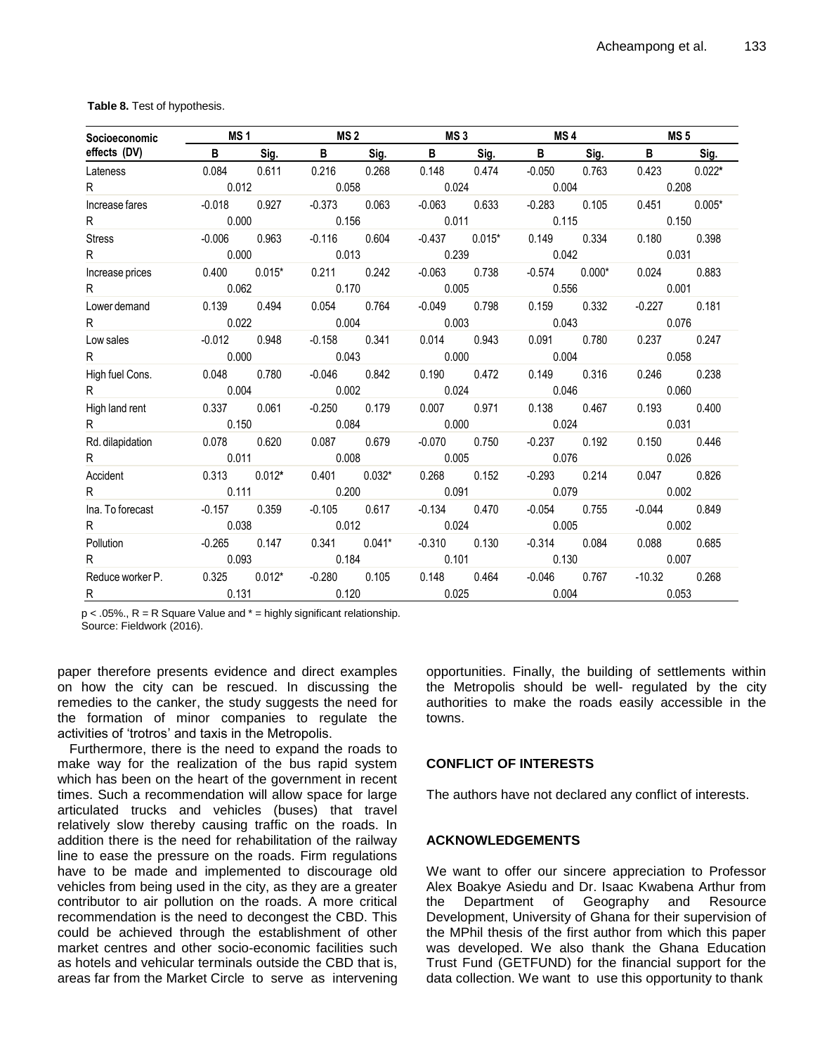**Table 8.** Test of hypothesis.

| Socioeconomic effects (DV) | MS 1 | | MS 2 | | MS 3 | | MS 4 | | MS 5 | |
|---|---|---|---|---|---|---|---|---|---|---|
| | B | Sig. | B | Sig. | B | Sig. | B | Sig. | B | Sig. |
| Lateness | 0.084 | 0.611 | 0.216 | 0.268 | 0.148 | 0.474 | -0.050 | 0.763 | 0.423 | 0.022* |
| R | 0.012 | | 0.058 | | 0.024 | | 0.004 | | 0.208 | |
| Increase fares | -0.018 | 0.927 | -0.373 | 0.063 | -0.063 | 0.633 | -0.283 | 0.105 | 0.451 | 0.005* |
| R | 0.000 | | 0.156 | | 0.011 | | 0.115 | | 0.150 | |
| Stress | -0.006 | 0.963 | -0.116 | 0.604 | -0.437 | 0.015* | 0.149 | 0.334 | 0.180 | 0.398 |
| R | 0.000 | | 0.013 | | 0.239 | | 0.042 | | 0.031 | |
| Increase prices | 0.400 | 0.015* | 0.211 | 0.242 | -0.063 | 0.738 | -0.574 | 0.000* | 0.024 | 0.883 |
| R | 0.062 | | 0.170 | | 0.005 | | 0.556 | | 0.001 | |
| Lower demand | 0.139 | 0.494 | 0.054 | 0.764 | -0.049 | 0.798 | 0.159 | 0.332 | -0.227 | 0.181 |
| R | 0.022 | | 0.004 | | 0.003 | | 0.043 | | 0.076 | |
| Low sales | -0.012 | 0.948 | -0.158 | 0.341 | 0.014 | 0.943 | 0.091 | 0.780 | 0.237 | 0.247 |
| R | 0.000 | | 0.043 | | 0.000 | | 0.004 | | 0.058 | |
| High fuel Cons. | 0.048 | 0.780 | -0.046 | 0.842 | 0.190 | 0.472 | 0.149 | 0.316 | 0.246 | 0.238 |
| R | 0.004 | | 0.002 | | 0.024 | | 0.046 | | 0.060 | |
| High land rent | 0.337 | 0.061 | -0.250 | 0.179 | 0.007 | 0.971 | 0.138 | 0.467 | 0.193 | 0.400 |
| R | 0.150 | | 0.084 | | 0.000 | | 0.024 | | 0.031 | |
| Rd. dilapidation | 0.078 | 0.620 | 0.087 | 0.679 | -0.070 | 0.750 | -0.237 | 0.192 | 0.150 | 0.446 |
| R | 0.011 | | 0.008 | | 0.005 | | 0.076 | | 0.026 | |
| Accident | 0.313 | 0.012* | 0.401 | 0.032* | 0.268 | 0.152 | -0.293 | 0.214 | 0.047 | 0.826 |
| R | 0.111 | | 0.200 | | 0.091 | | 0.079 | | 0.002 | |
| Ina. To forecast | -0.157 | 0.359 | -0.105 | 0.617 | -0.134 | 0.470 | -0.054 | 0.755 | -0.044 | 0.849 |
| R | 0.038 | | 0.012 | | 0.024 | | 0.005 | | 0.002 | |
| Pollution | -0.265 | 0.147 | 0.341 | 0.041* | -0.310 | 0.130 | -0.314 | 0.084 | 0.088 | 0.685 |
| R | 0.093 | | 0.184 | | 0.101 | | 0.130 | | 0.007 | |
| Reduce worker P. | 0.325 | 0.012* | -0.280 | 0.105 | 0.148 | 0.464 | -0.046 | 0.767 | -10.32 | 0.268 |
| R | 0.131 | | 0.120 | | 0.025 | | 0.004 | | 0.053 | |

p < .05%., R = R Square Value and * = highly significant relationship.
Source: Fieldwork (2016).

paper therefore presents evidence and direct examples on how the city can be rescued. In discussing the remedies to the canker, the study suggests the need for the formation of minor companies to regulate the activities of 'trotros' and taxis in the Metropolis.

Furthermore, there is the need to expand the roads to make way for the realization of the bus rapid system which has been on the heart of the government in recent times. Such a recommendation will allow space for large articulated trucks and vehicles (buses) that travel relatively slow thereby causing traffic on the roads. In addition there is the need for rehabilitation of the railway line to ease the pressure on the roads. Firm regulations have to be made and implemented to discourage old vehicles from being used in the city, as they are a greater contributor to air pollution on the roads. A more critical recommendation is the need to decongest the CBD. This could be achieved through the establishment of other market centres and other socio-economic facilities such as hotels and vehicular terminals outside the CBD that is, areas far from the Market Circle to serve as intervening opportunities. Finally, the building of settlements within the Metropolis should be well- regulated by the city authorities to make the roads easily accessible in the towns.

## CONFLICT OF INTERESTS

The authors have not declared any conflict of interests.

## ACKNOWLEDGEMENTS

We want to offer our sincere appreciation to Professor Alex Boakye Asiedu and Dr. Isaac Kwabena Arthur from the Department of Geography and Resource Development, University of Ghana for their supervision of the MPhil thesis of the first author from which this paper was developed. We also thank the Ghana Education Trust Fund (GETFUND) for the financial support for the data collection. We want to use this opportunity to thank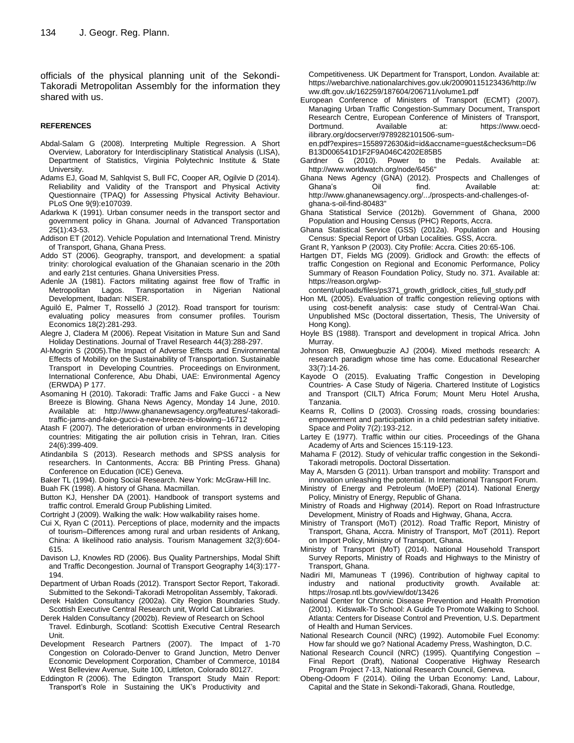officials of the physical planning unit of the Sekondi-Takoradi Metropolitan Assembly for the information they shared with us.

## REFERENCES

Abdal-Salam G (2008). Interpreting Multiple Regression. A Short Overview, Laboratory for Interdisciplinary Statistical Analysis (LISA), Department of Statistics, Virginia Polytechnic Institute & State University.

Adams EJ, Goad M, Sahlqvist S, Bull FC, Cooper AR, Ogilvie D (2014). Reliability and Validity of the Transport and Physical Activity Questionnaire (TPAQ) for Assessing Physical Activity Behaviour. PLoS One 9(9):e107039.

Adarkwa K (1991). Urban consumer needs in the transport sector and government policy in Ghana. Journal of Advanced Transportation 25(1):43-53.

Addison ET (2012). Vehicle Population and International Trend. Ministry of Transport, Ghana, Ghana Press.

Addo ST (2006). Geography, transport, and development: a spatial trinity: chorological evaluation of the Ghanaian scenario in the 20th and early 21st centuries. Ghana Universities Press.

Adenle JA (1981). Factors militating against free flow of Traffic in Metropolitan Lagos. Transportation in Nigerian National Development, Ibadan: NISER.

Aguiló E, Palmer T, Rosselló J (2012). Road transport for tourism: evaluating policy measures from consumer profiles. Tourism Economics 18(2):281-293.

Alegre J, Cladera M (2006). Repeat Visitation in Mature Sun and Sand Holiday Destinations. Journal of Travel Research 44(3):288-297.

Al-Mogrin S (2005).The Impact of Adverse Effects and Environmental Effects of Mobility on the Sustainability of Transportation. Sustainable Transport in Developing Countries. Proceedings on Environment, International Conference, Abu Dhabi, UAE: Environmental Agency (ERWDA) P 177.

Asomaning H (2010). Takoradi: Traffic Jams and Fake Gucci - a New Breeze is Blowing. Ghana News Agency, Monday 14 June, 2010. Available at: http://www.ghananewsagency.org/features/-takoradi-traffic-jams-and-fake-gucci-a-new-breeze-is-blowing--16712

Atash F (2007). The deterioration of urban environments in developing countries: Mitigating the air pollution crisis in Tehran, Iran. Cities 24(6):399-409.

Atindanbila S (2013). Research methods and SPSS analysis for researchers. In Cantonments, Accra: BB Printing Press. Ghana) Conference on Education (ICE) Geneva.

Baker TL (1994). Doing Social Research. New York: McGraw-Hill Inc.

Buah FK (1998). A history of Ghana. Macmillan.

Button KJ, Hensher DA (2001). Handbook of transport systems and traffic control. Emerald Group Publishing Limited.

Cortright J (2009). Walking the walk: How walkability raises home.

Cui X, Ryan C (2011). Perceptions of place, modernity and the impacts of tourism–Differences among rural and urban residents of Ankang, China: A likelihood ratio analysis. Tourism Management 32(3):604-615.

Davison LJ, Knowles RD (2006). Bus Quality Partnerships, Modal Shift and Traffic Decongestion. Journal of Transport Geography 14(3):177-194.

Department of Urban Roads (2012). Transport Sector Report, Takoradi. Submitted to the Sekondi-Takoradi Metropolitan Assembly, Takoradi.

Derek Halden Consultancy (2002a). City Region Boundaries Study. Scottish Executive Central Research unit, World Cat Libraries.

Derek Halden Consultancy (2002b). Review of Research on School Travel. Edinburgh, Scotland: Scottish Executive Central Research Unit.

Development Research Partners (2007). The Impact of 1-70 Congestion on Colorado-Denver to Grand Junction, Metro Denver Economic Development Corporation, Chamber of Commerce, 10184 West Belleview Avenue, Suite 100, Littleton, Colorado 80127.

Eddington R (2006). The Edington Transport Study Main Report: Transport's Role in Sustaining the UK's Productivity and Competitiveness. UK Department for Transport, London. Available at: https://webarchive.nationalarchives.gov.uk/20090115123436/http://www.dft.gov.uk/162259/187604/206711/volume1.pdf

European Conference of Ministers of Transport (ECMT) (2007). Managing Urban Traffic Congestion-Summary Document, Transport Research Centre, European Conference of Ministers of Transport, Dortmund. Available at: https://www.oecd-ilibrary.org/docserver/9789282101506-sum-en.pdf?expires=1558972630&id=id&accname=guest&checksum=D6B13D006541D1F2F9A046C4202E85B5

Gardner G (2010). Power to the Pedals. Available at: http://www.worldwatch.org/node/6456"

Ghana News Agency (GNA) (2012). Prospects and Challenges of Ghana's Oil find. Available at: http://www.ghananewsagency.org/.../prospects-and-challenges-of-ghana-s-oil-find-80483"

Ghana Statistical Service (2012b). Government of Ghana, 2000 Population and Housing Census (PHC) Reports, Accra.

Ghana Statistical Service (GSS) (2012a). Population and Housing Census: Special Report of Urban Localities. GSS, Accra.

Grant R, Yankson P (2003). City Profile: Accra. Cities 20:65-106.

Hartgen DT, Fields MG (2009). Gridlock and Growth: the effects of traffic Congestion on Regional and Economic Performance, Policy Summary of Reason Foundation Policy, Study no. 371. Available at: https://reason.org/wp-content/uploads/files/ps371_growth_gridlock_cities_full_study.pdf

Hon ML (2005). Evaluation of traffic congestion relieving options with using cost-benefit analysis: case study of Central-Wan Chai. Unpublished MSc (Doctoral dissertation, Thesis, The University of Hong Kong).

Hoyle BS (1988). Transport and development in tropical Africa. John Murray.

Johnson RB, Onwuegbuzie AJ (2004). Mixed methods research: A research paradigm whose time has come. Educational Researcher 33(7):14-26.

Kayode O (2015). Evaluating Traffic Congestion in Developing Countries- A Case Study of Nigeria. Chartered Institute of Logistics and Transport (CILT) Africa Forum; Mount Meru Hotel Arusha, Tanzania.

Kearns R, Collins D (2003). Crossing roads, crossing boundaries: empowerment and participation in a child pedestrian safety initiative. Space and Polity 7(2):193-212.

Lartey E (1977). Traffic within our cities. Proceedings of the Ghana Academy of Arts and Sciences 15:119-123.

Mahama F (2012). Study of vehicular traffic congestion in the Sekondi-Takoradi metropolis. Doctoral Dissertation.

May A, Marsden G (2011). Urban transport and mobility: Transport and innovation unleashing the potential. In International Transport Forum.

Ministry of Energy and Petroleum (MoEP) (2014). National Energy Policy, Ministry of Energy, Republic of Ghana.

Ministry of Roads and Highway (2014). Report on Road Infrastructure Development, Ministry of Roads and Highway, Ghana, Accra.

Ministry of Transport (MoT) (2012). Road Traffic Report, Ministry of Transport, Ghana, Accra. Ministry of Transport, MoT (2011). Report on Import Policy, Ministry of Transport, Ghana.

Ministry of Transport (MoT) (2014). National Household Transport Survey Reports, Ministry of Roads and Highways to the Ministry of Transport, Ghana.

Nadiri MI, Mamuneas T (1996). Contribution of highway capital to industry and national productivity growth. Available at: https://rosap.ntl.bts.gov/view/dot/13426

National Center for Chronic Disease Prevention and Health Promotion (2001). Kidswalk-To School: A Guide To Promote Walking to School. Atlanta: Centers for Disease Control and Prevention, U.S. Department of Health and Human Services.

National Research Council (NRC) (1992). Automobile Fuel Economy: How far should we go? National Academy Press, Washington, D.C.

National Research Council (NRC) (1995). Quantifying Congestion – Final Report (Draft), National Cooperative Highway Research Program Project 7-13, National Research Council, Geneva.

Obeng-Odoom F (2014). Oiling the Urban Economy: Land, Labour, Capital and the State in Sekondi-Takoradi, Ghana. Routledge,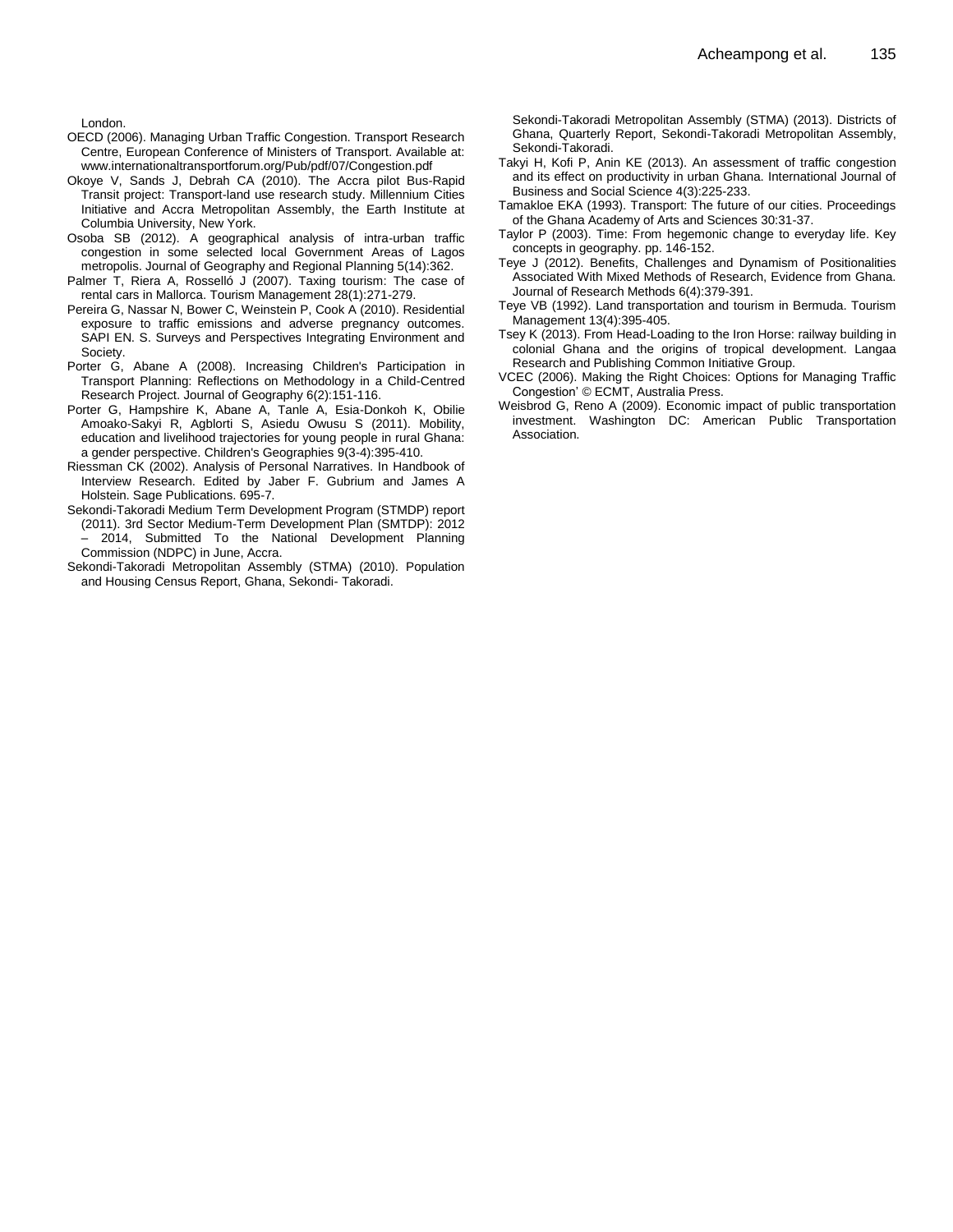London.

OECD (2006). Managing Urban Traffic Congestion. Transport Research Centre, European Conference of Ministers of Transport. Available at: www.internationaltransportforum.org/Pub/pdf/07/Congestion.pdf

Okoye V, Sands J, Debrah CA (2010). The Accra pilot Bus-Rapid Transit project: Transport-land use research study. Millennium Cities Initiative and Accra Metropolitan Assembly, the Earth Institute at Columbia University, New York.

Osoba SB (2012). A geographical analysis of intra-urban traffic congestion in some selected local Government Areas of Lagos metropolis. Journal of Geography and Regional Planning 5(14):362.

Palmer T, Riera A, Rosselló J (2007). Taxing tourism: The case of rental cars in Mallorca. Tourism Management 28(1):271-279.

Pereira G, Nassar N, Bower C, Weinstein P, Cook A (2010). Residential exposure to traffic emissions and adverse pregnancy outcomes. SAPI EN. S. Surveys and Perspectives Integrating Environment and Society.

Porter G, Abane A (2008). Increasing Children's Participation in Transport Planning: Reflections on Methodology in a Child-Centred Research Project. Journal of Geography 6(2):151-116.

Porter G, Hampshire K, Abane A, Tanle A, Esia-Donkoh K, Obilie Amoako-Sakyi R, Agblorti S, Asiedu Owusu S (2011). Mobility, education and livelihood trajectories for young people in rural Ghana: a gender perspective. Children's Geographies 9(3-4):395-410.

Riessman CK (2002). Analysis of Personal Narratives. In Handbook of Interview Research. Edited by Jaber F. Gubrium and James A Holstein. Sage Publications. 695-7.

Sekondi-Takoradi Medium Term Development Program (STMDP) report (2011). 3rd Sector Medium-Term Development Plan (SMTDP): 2012 – 2014, Submitted To the National Development Planning Commission (NDPC) in June, Accra.

Sekondi-Takoradi Metropolitan Assembly (STMA) (2010). Population and Housing Census Report, Ghana, Sekondi- Takoradi.

Sekondi-Takoradi Metropolitan Assembly (STMA) (2013). Districts of Ghana, Quarterly Report, Sekondi-Takoradi Metropolitan Assembly, Sekondi-Takoradi.

Takyi H, Kofi P, Anin KE (2013). An assessment of traffic congestion and its effect on productivity in urban Ghana. International Journal of Business and Social Science 4(3):225-233.

Tamakloe EKA (1993). Transport: The future of our cities. Proceedings of the Ghana Academy of Arts and Sciences 30:31-37.

Taylor P (2003). Time: From hegemonic change to everyday life. Key concepts in geography. pp. 146-152.

Teye J (2012). Benefits, Challenges and Dynamism of Positionalities Associated With Mixed Methods of Research, Evidence from Ghana. Journal of Research Methods 6(4):379-391.

Teye VB (1992). Land transportation and tourism in Bermuda. Tourism Management 13(4):395-405.

Tsey K (2013). From Head-Loading to the Iron Horse: railway building in colonial Ghana and the origins of tropical development. Langaa Research and Publishing Common Initiative Group.

VCEC (2006). Making the Right Choices: Options for Managing Traffic Congestion' © ECMT, Australia Press.

Weisbrod G, Reno A (2009). Economic impact of public transportation investment. Washington DC: American Public Transportation Association.